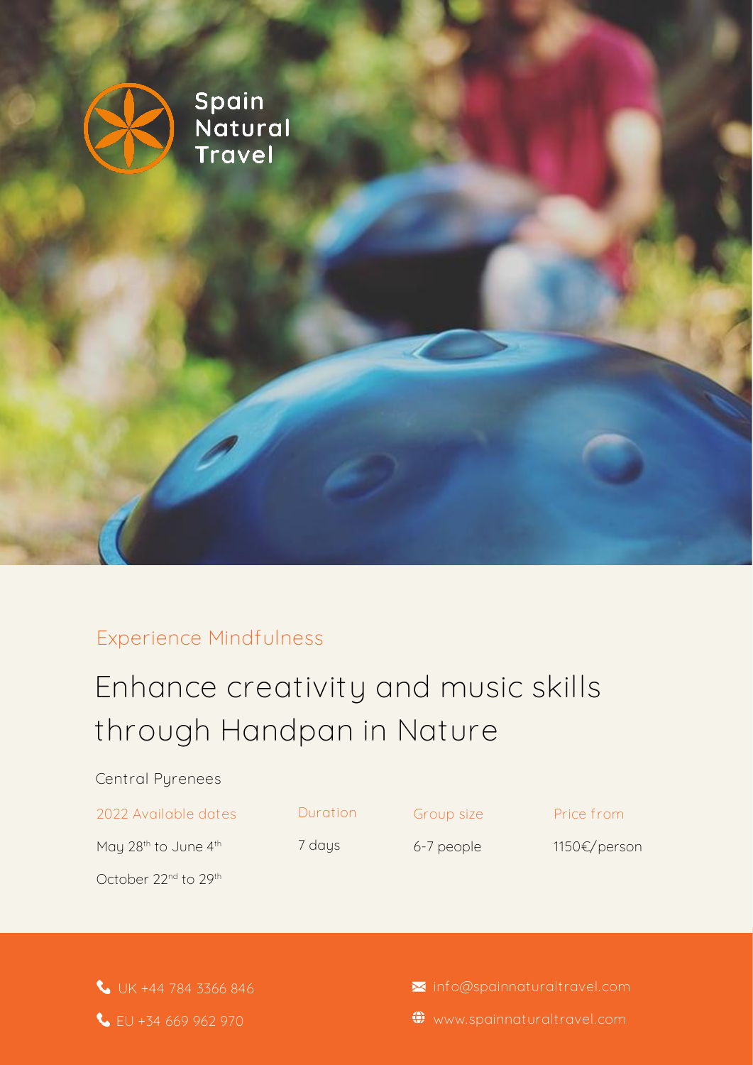Spain Natural Travel

Experience Mindfulness

# Enhance creativity and music skills through Handpan in Nature

Central Pyrenees

| 2022 Available dates | Duration | Group size | Price from |
|---|---|---|---|
| May 28th to June 4th | 7 days | 6-7 people | 1150€/person |
| October 22nd to 29th | | | |

UK +44 784 3366 846

EU +34 669 962 970

info@spainnaturaltravel.com

www.spainnaturaltravel.com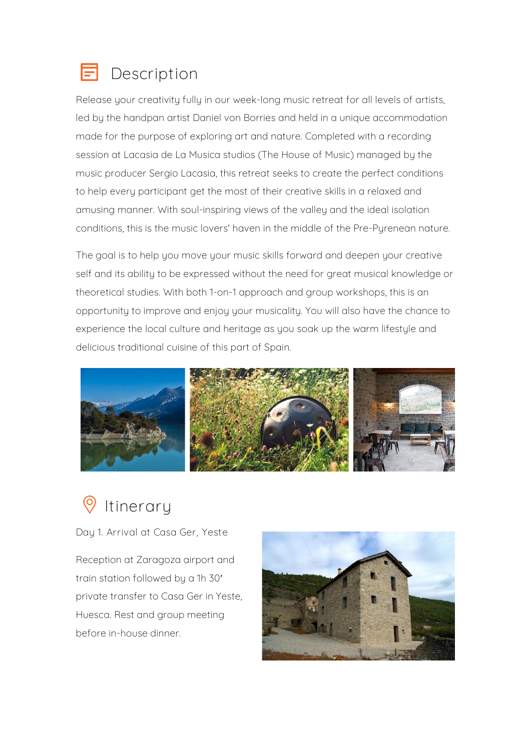## Description

Release your creativity fully in our week-long music retreat for all levels of artists, led by the handpan artist Daniel von Borries and held in a unique accommodation made for the purpose of exploring art and nature. Completed with a recording session at Lacasia de La Musica studios (The House of Music) managed by the music producer Sergio Lacasia, this retreat seeks to create the perfect conditions to help every participant get the most of their creative skills in a relaxed and amusing manner. With soul-inspiring views of the valley and the ideal isolation conditions, this is the music lovers' haven in the middle of the Pre-Pyrenean nature.

The goal is to help you move your music skills forward and deepen your creative self and its ability to be expressed without the need for great musical knowledge or theoretical studies. With both 1-on-1 approach and group workshops, this is an opportunity to improve and enjoy your musicality. You will also have the chance to experience the local culture and heritage as you soak up the warm lifestyle and delicious traditional cuisine of this part of Spain.

## Itinerary

Day 1. Arrival at Casa Ger, Yeste

Reception at Zaragoza airport and train station followed by a 1h 30' private transfer to Casa Ger in Yeste, Huesca. Rest and group meeting before in-house dinner.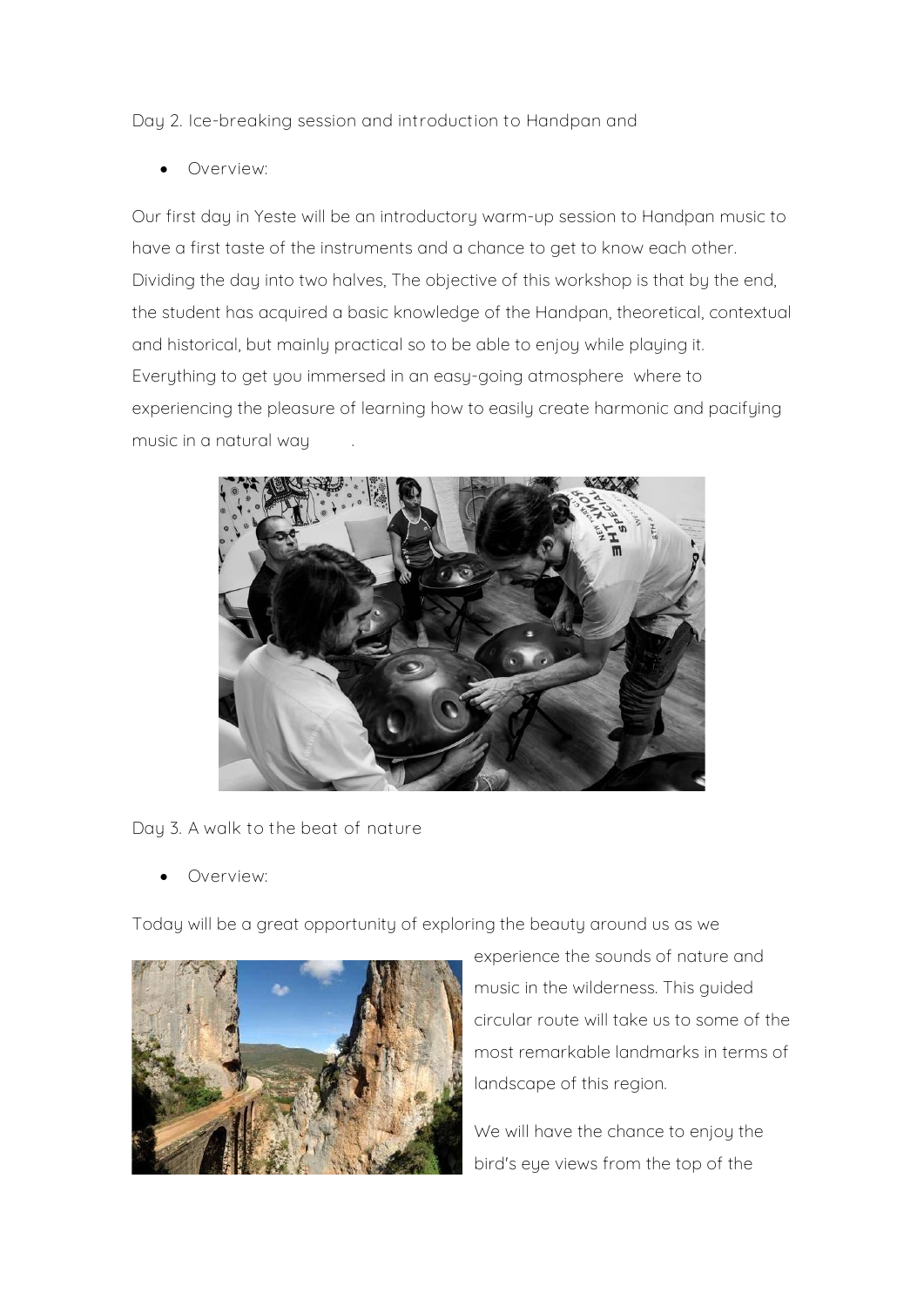Day 2. Ice-breaking session and introduction to Handpan and

- Overview:

Our first day in Yeste will be an introductory warm-up session to Handpan music to have a first taste of the instruments and a chance to get to know each other. Dividing the day into two halves, The objective of this workshop is that by the end, the student has acquired a basic knowledge of the Handpan, theoretical, contextual and historical, but mainly practical so to be able to enjoy while playing it. Everything to get you immersed in an easy-going atmosphere where to experiencing the pleasure of learning how to easily create harmonic and pacifying music in a natural way .

Day 3. A walk to the beat of nature

- Overview:

Today will be a great opportunity of exploring the beauty around us as we experience the sounds of nature and music in the wilderness. This guided circular route will take us to some of the most remarkable landmarks in terms of landscape of this region.

We will have the chance to enjoy the bird's eye views from the top of the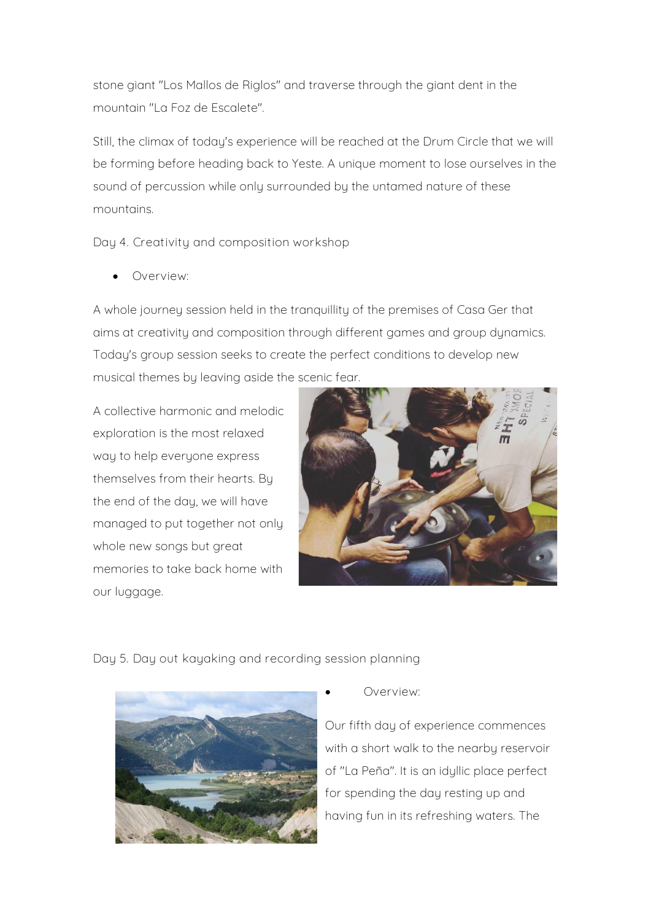stone giant "Los Mallos de Riglos" and traverse through the giant dent in the mountain "La Foz de Escalete".

Still, the climax of today's experience will be reached at the Drum Circle that we will be forming before heading back to Yeste. A unique moment to lose ourselves in the sound of percussion while only surrounded by the untamed nature of these mountains.

Day 4. Creativity and composition workshop

- Overview:

A whole journey session held in the tranquillity of the premises of Casa Ger that aims at creativity and composition through different games and group dynamics. Today's group session seeks to create the perfect conditions to develop new musical themes by leaving aside the scenic fear.

A collective harmonic and melodic exploration is the most relaxed way to help everyone express themselves from their hearts. By the end of the day, we will have managed to put together not only whole new songs but great memories to take back home with our luggage.

Day 5. Day out kayaking and recording session planning

- Overview:

Our fifth day of experience commences with a short walk to the nearby reservoir of "La Peña". It is an idyllic place perfect for spending the day resting up and having fun in its refreshing waters. The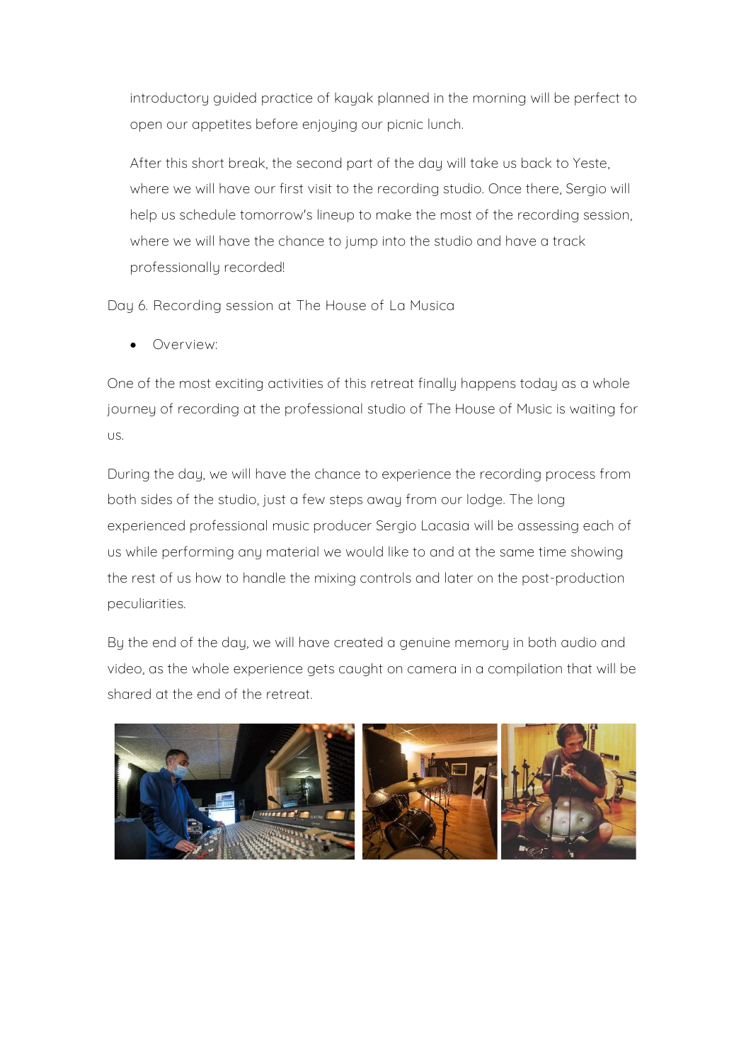introductory guided practice of kayak planned in the morning will be perfect to open our appetites before enjoying our picnic lunch.

After this short break, the second part of the day will take us back to Yeste, where we will have our first visit to the recording studio. Once there, Sergio will help us schedule tomorrow's lineup to make the most of the recording session, where we will have the chance to jump into the studio and have a track professionally recorded!

Day 6. Recording session at The House of La Musica

- Overview:

One of the most exciting activities of this retreat finally happens today as a whole journey of recording at the professional studio of The House of Music is waiting for us.

During the day, we will have the chance to experience the recording process from both sides of the studio, just a few steps away from our lodge. The long experienced professional music producer Sergio Lacasia will be assessing each of us while performing any material we would like to and at the same time showing the rest of us how to handle the mixing controls and later on the post-production peculiarities.

By the end of the day, we will have created a genuine memory in both audio and video, as the whole experience gets caught on camera in a compilation that will be shared at the end of the retreat.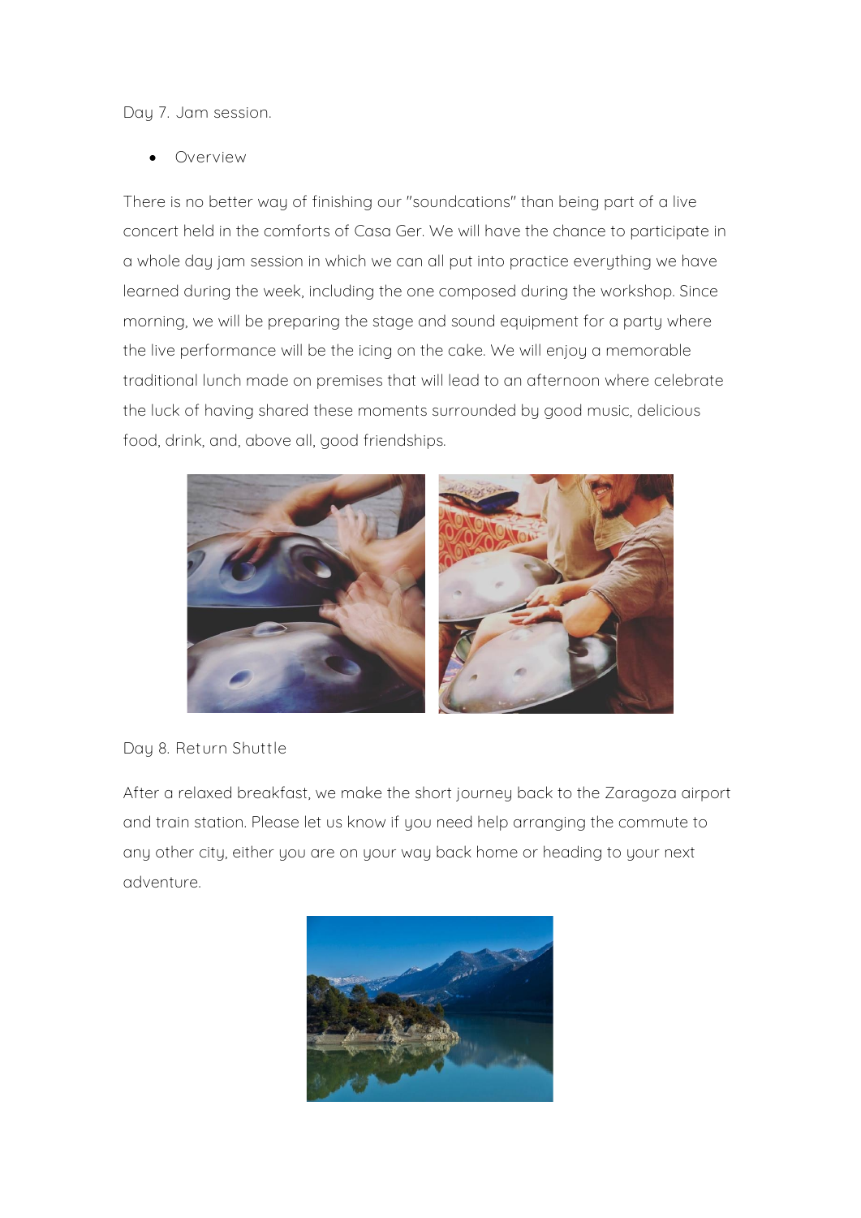Day 7. Jam session.

- Overview

There is no better way of finishing our "soundcations" than being part of a live concert held in the comforts of Casa Ger. We will have the chance to participate in a whole day jam session in which we can all put into practice everything we have learned during the week, including the one composed during the workshop. Since morning, we will be preparing the stage and sound equipment for a party where the live performance will be the icing on the cake. We will enjoy a memorable traditional lunch made on premises that will lead to an afternoon where celebrate the luck of having shared these moments surrounded by good music, delicious food, drink, and, above all, good friendships.

Day 8. Return Shuttle

After a relaxed breakfast, we make the short journey back to the Zaragoza airport and train station. Please let us know if you need help arranging the commute to any other city, either you are on your way back home or heading to your next adventure.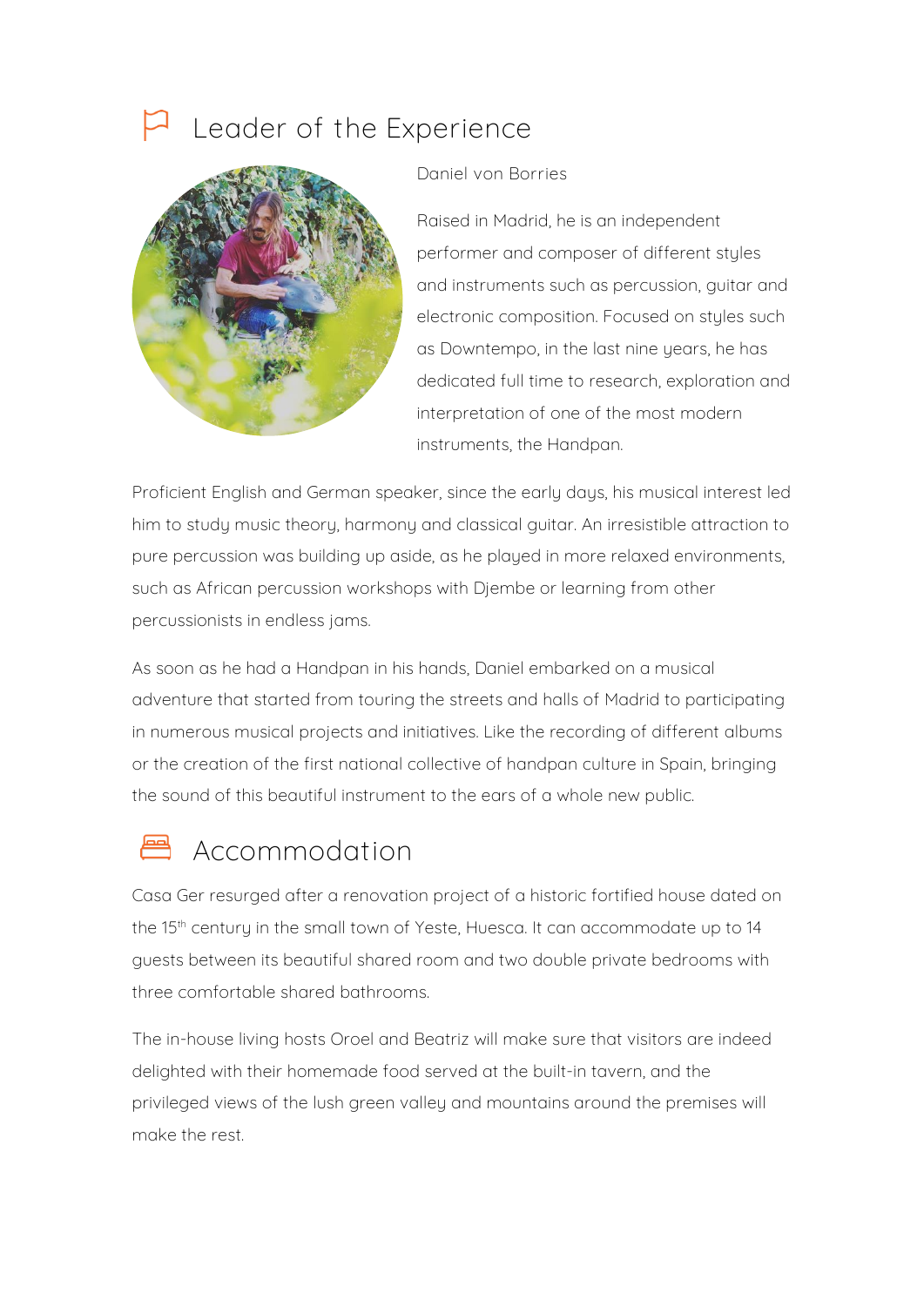## Leader of the Experience

Daniel von Borries

Raised in Madrid, he is an independent performer and composer of different styles and instruments such as percussion, guitar and electronic composition. Focused on styles such as Downtempo, in the last nine years, he has dedicated full time to research, exploration and interpretation of one of the most modern instruments, the Handpan.

Proficient English and German speaker, since the early days, his musical interest led him to study music theory, harmony and classical guitar. An irresistible attraction to pure percussion was building up aside, as he played in more relaxed environments, such as African percussion workshops with Djembe or learning from other percussionists in endless jams.

As soon as he had a Handpan in his hands, Daniel embarked on a musical adventure that started from touring the streets and halls of Madrid to participating in numerous musical projects and initiatives. Like the recording of different albums or the creation of the first national collective of handpan culture in Spain, bringing the sound of this beautiful instrument to the ears of a whole new public.

## Accommodation

Casa Ger resurged after a renovation project of a historic fortified house dated on the 15th century in the small town of Yeste, Huesca. It can accommodate up to 14 guests between its beautiful shared room and two double private bedrooms with three comfortable shared bathrooms.

The in-house living hosts Oroel and Beatriz will make sure that visitors are indeed delighted with their homemade food served at the built-in tavern, and the privileged views of the lush green valley and mountains around the premises will make the rest.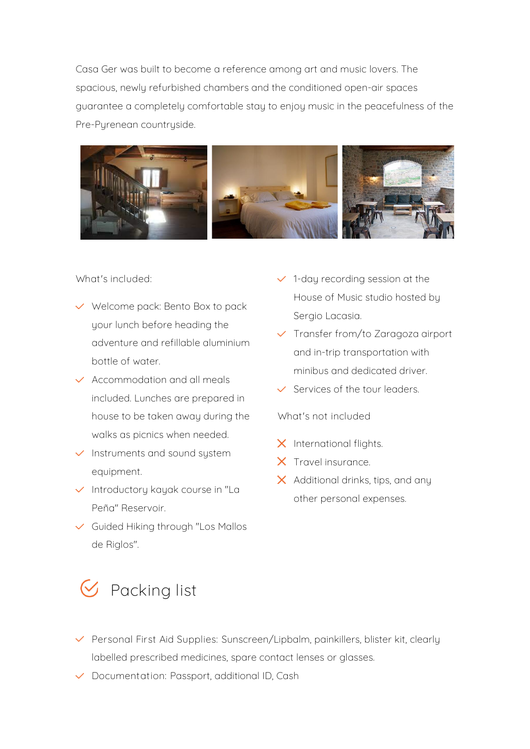Casa Ger was built to become a reference among art and music lovers. The spacious, newly refurbished chambers and the conditioned open-air spaces guarantee a completely comfortable stay to enjoy music in the peacefulness of the Pre-Pyrenean countryside.

What's included:

- Welcome pack: Bento Box to pack your lunch before heading the adventure and refillable aluminium bottle of water.
- Accommodation and all meals included. Lunches are prepared in house to be taken away during the walks as picnics when needed.
- Instruments and sound system equipment.
- Introductory kayak course in "La Peña" Reservoir.
- Guided Hiking through "Los Mallos de Riglos".
- 1-day recording session at the House of Music studio hosted by Sergio Lacasia.
- Transfer from/to Zaragoza airport and in-trip transportation with minibus and dedicated driver.
- Services of the tour leaders.

What's not included

- International flights.
- Travel insurance.
- Additional drinks, tips, and any other personal expenses.

## Packing list

- Personal First Aid Supplies: Sunscreen/Lipbalm, painkillers, blister kit, clearly labelled prescribed medicines, spare contact lenses or glasses.
- Documentation: Passport, additional ID, Cash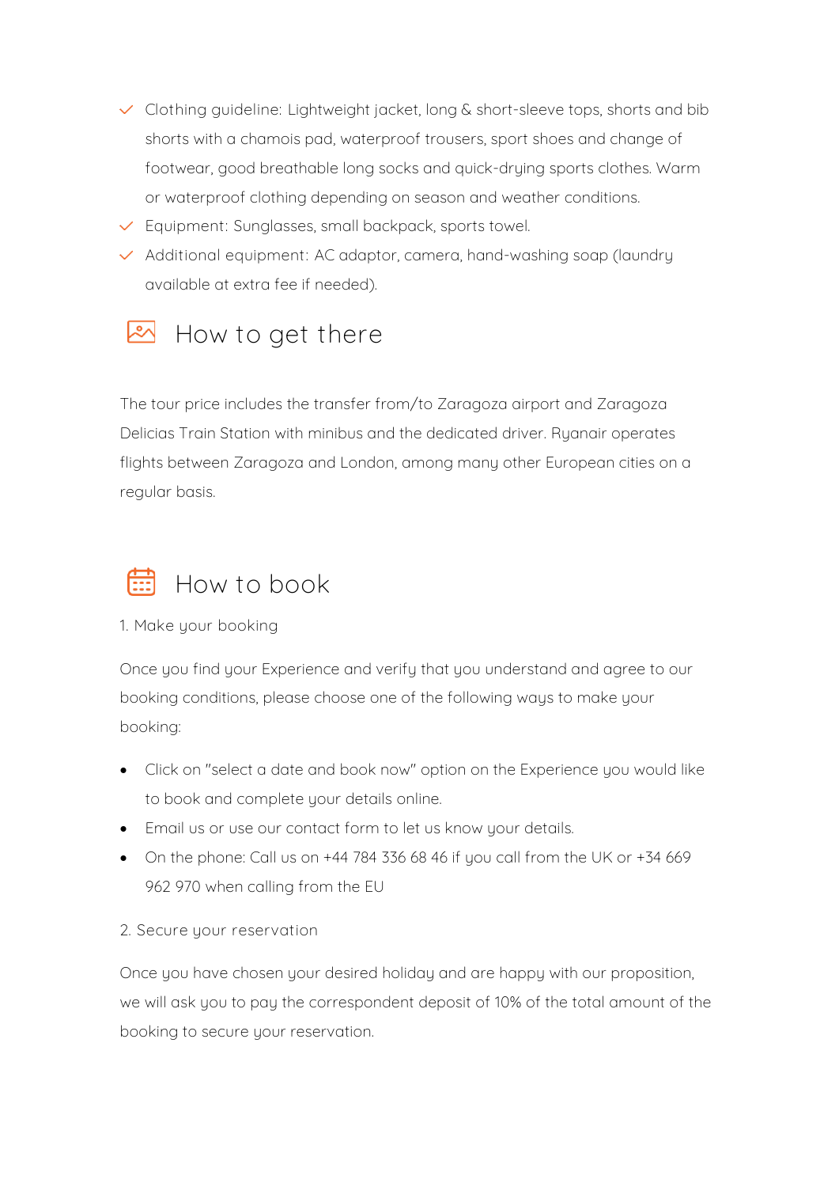- Clothing guideline: Lightweight jacket, long & short-sleeve tops, shorts and bib shorts with a chamois pad, waterproof trousers, sport shoes and change of footwear, good breathable long socks and quick-drying sports clothes. Warm or waterproof clothing depending on season and weather conditions.
- Equipment: Sunglasses, small backpack, sports towel.
- Additional equipment: AC adaptor, camera, hand-washing soap (laundry available at extra fee if needed).

## How to get there

The tour price includes the transfer from/to Zaragoza airport and Zaragoza Delicias Train Station with minibus and the dedicated driver. Ryanair operates flights between Zaragoza and London, among many other European cities on a regular basis.

## How to book

1. Make your booking

Once you find your Experience and verify that you understand and agree to our booking conditions, please choose one of the following ways to make your booking:

- Click on "select a date and book now" option on the Experience you would like to book and complete your details online.
- Email us or use our contact form to let us know your details.
- On the phone: Call us on +44 784 336 68 46 if you call from the UK or +34 669 962 970 when calling from the EU

2. Secure your reservation

Once you have chosen your desired holiday and are happy with our proposition, we will ask you to pay the correspondent deposit of 10% of the total amount of the booking to secure your reservation.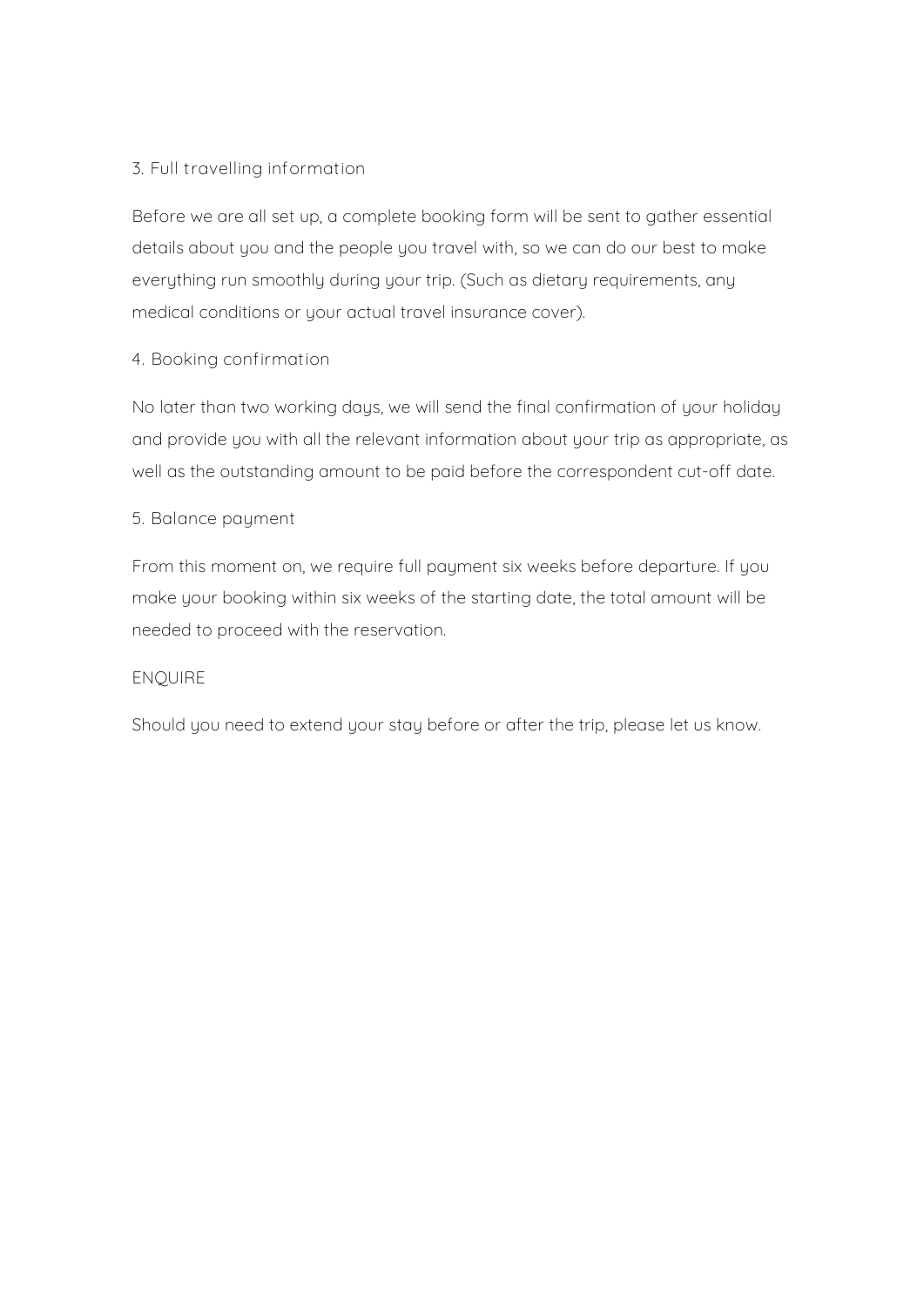3. Full travelling information

Before we are all set up, a complete booking form will be sent to gather essential details about you and the people you travel with, so we can do our best to make everything run smoothly during your trip. (Such as dietary requirements, any medical conditions or your actual travel insurance cover).

4. Booking confirmation

No later than two working days, we will send the final confirmation of your holiday and provide you with all the relevant information about your trip as appropriate, as well as the outstanding amount to be paid before the correspondent cut-off date.

5. Balance payment

From this moment on, we require full payment six weeks before departure. If you make your booking within six weeks of the starting date, the total amount will be needed to proceed with the reservation.

ENQUIRE

Should you need to extend your stay before or after the trip, please let us know.